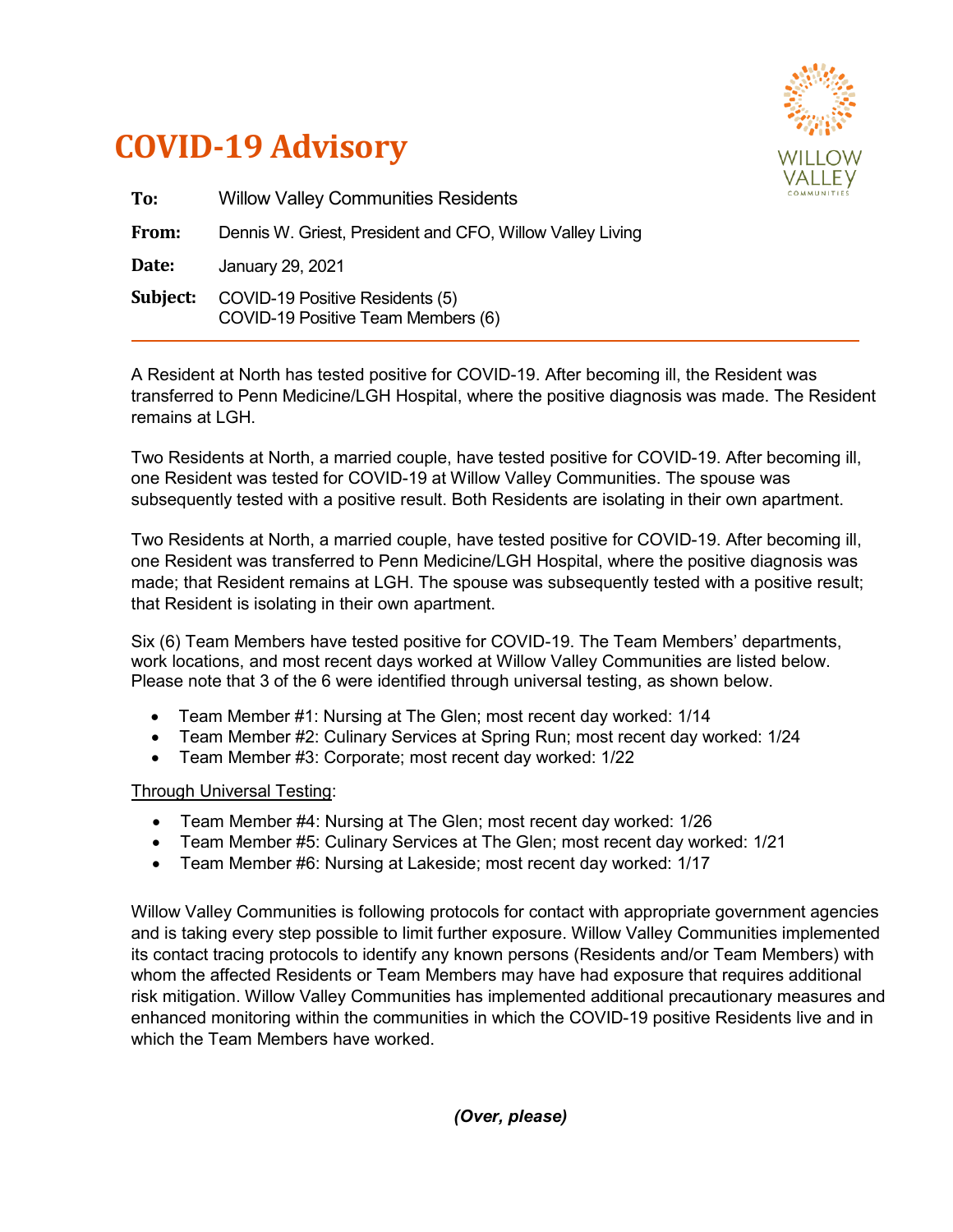# COVID-19 Advisory

**To:** Willow Valley Communities Residents

**From:** Dennis W. Griest, President and CFO, Willow Valley Living

**Date:** January 29, 2021

**Subject:** COVID-19 Positive Residents (5)
COVID-19 Positive Team Members (6)

---

A Resident at North has tested positive for COVID-19. After becoming ill, the Resident was transferred to Penn Medicine/LGH Hospital, where the positive diagnosis was made. The Resident remains at LGH.

Two Residents at North, a married couple, have tested positive for COVID-19. After becoming ill, one Resident was tested for COVID-19 at Willow Valley Communities. The spouse was subsequently tested with a positive result. Both Residents are isolating in their own apartment.

Two Residents at North, a married couple, have tested positive for COVID-19. After becoming ill, one Resident was transferred to Penn Medicine/LGH Hospital, where the positive diagnosis was made; that Resident remains at LGH. The spouse was subsequently tested with a positive result; that Resident is isolating in their own apartment.

Six (6) Team Members have tested positive for COVID-19. The Team Members' departments, work locations, and most recent days worked at Willow Valley Communities are listed below. Please note that 3 of the 6 were identified through universal testing, as shown below.

- Team Member #1: Nursing at The Glen; most recent day worked: 1/14
- Team Member #2: Culinary Services at Spring Run; most recent day worked: 1/24
- Team Member #3: Corporate; most recent day worked: 1/22

Through Universal Testing:

- Team Member #4: Nursing at The Glen; most recent day worked: 1/26
- Team Member #5: Culinary Services at The Glen; most recent day worked: 1/21
- Team Member #6: Nursing at Lakeside; most recent day worked: 1/17

Willow Valley Communities is following protocols for contact with appropriate government agencies and is taking every step possible to limit further exposure. Willow Valley Communities implemented its contact tracing protocols to identify any known persons (Residents and/or Team Members) with whom the affected Residents or Team Members may have had exposure that requires additional risk mitigation. Willow Valley Communities has implemented additional precautionary measures and enhanced monitoring within the communities in which the COVID-19 positive Residents live and in which the Team Members have worked.

***(Over, please)***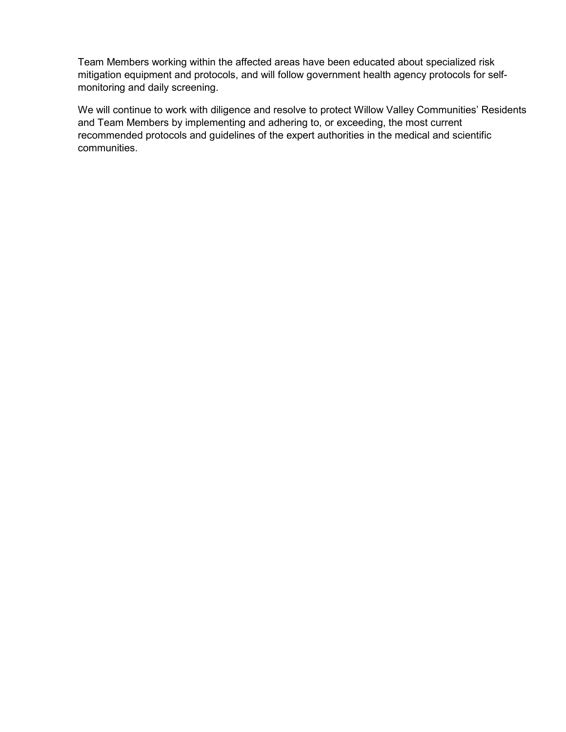Team Members working within the affected areas have been educated about specialized risk mitigation equipment and protocols, and will follow government health agency protocols for self-monitoring and daily screening.

We will continue to work with diligence and resolve to protect Willow Valley Communities' Residents and Team Members by implementing and adhering to, or exceeding, the most current recommended protocols and guidelines of the expert authorities in the medical and scientific communities.